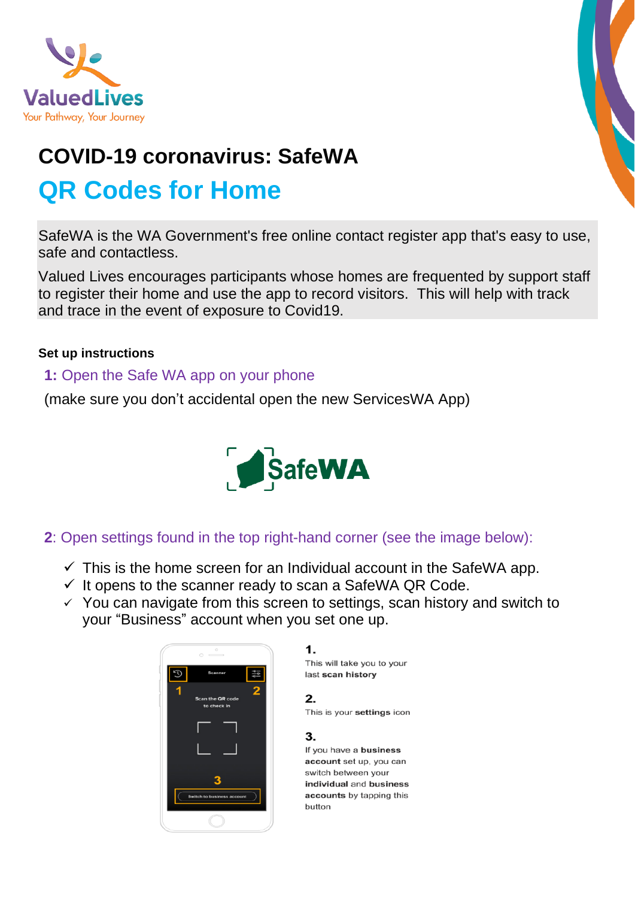# COVID-19 coronavirus: SafeWA

## QR Codes for Home

SafeWA is the WA Government's free online contact register app that's easy to use, safe and contactless.

Valued Lives encourages participants whose homes are frequented by support staff to register their home and use the app to record visitors. This will help with track and trace in the event of exposure to Covid19.

**Set up instructions**

**1:** Open the Safe WA app on your phone

(make sure you don't accidental open the new ServicesWA App)

**2**: Open settings found in the top right-hand corner (see the image below):

- ✓ This is the home screen for an Individual account in the SafeWA app.
- ✓ It opens to the scanner ready to scan a SafeWA QR Code.
- ✓ You can navigate from this screen to settings, scan history and switch to your "Business" account when you set one up.

**1.**
This will take you to your last **scan history**

**2.**
This is your **settings** icon

**3.**
If you have a **business account** set up, you can switch between your **individual** and **business accounts** by tapping this button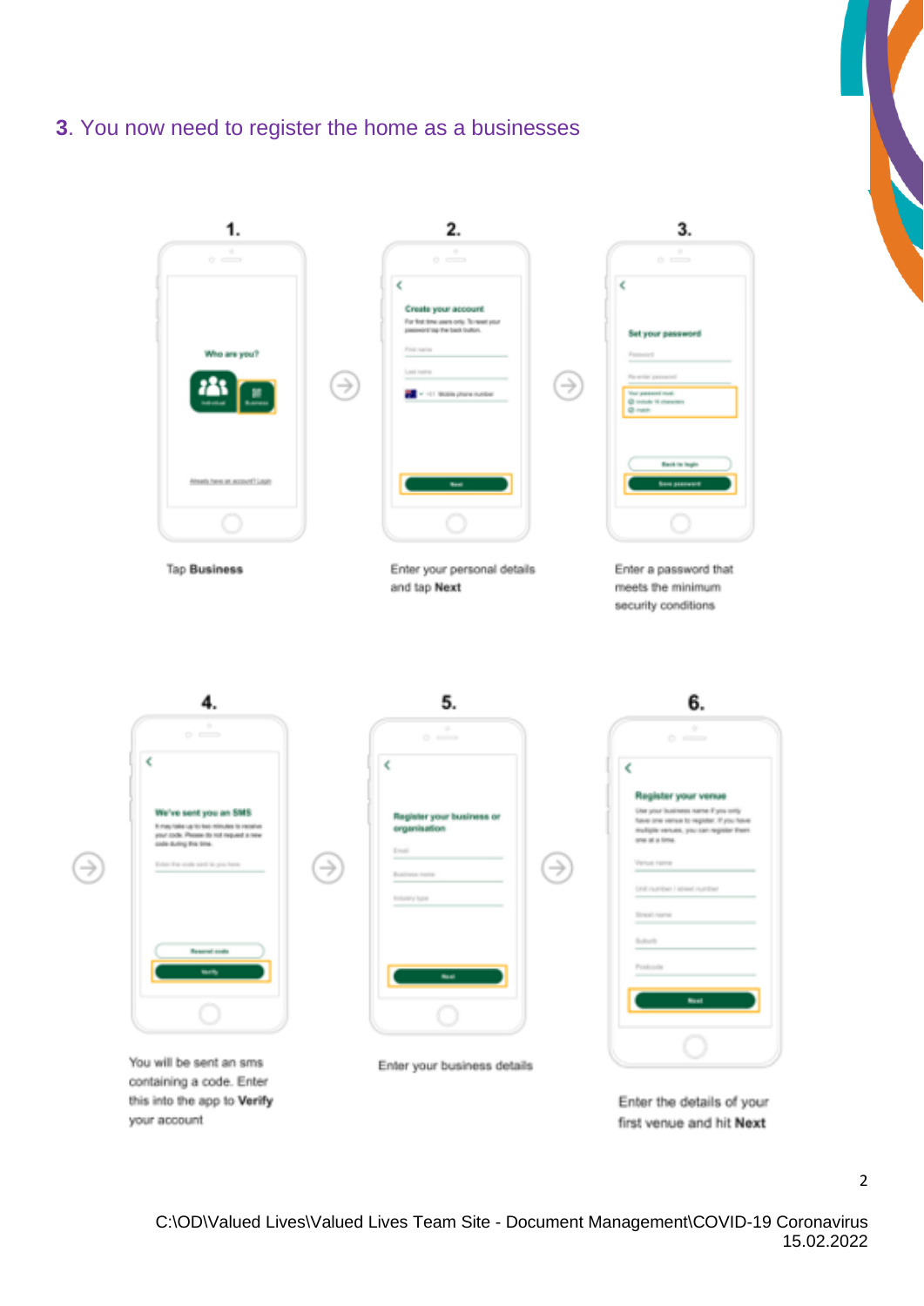**3**. You now need to register the home as a businesses

**1.**

Tap **Business**

**2.**

Enter your personal details and tap **Next**

**3.**

Enter a password that meets the minimum security conditions

**4.**

You will be sent an sms containing a code. Enter this into the app to **Verify** your account

**5.**

Enter your business details

**6.**

Enter the details of your first venue and hit **Next**

C:\OD\Valued Lives\Valued Lives Team Site - Document Management\COVID-19 Coronavirus
15.02.2022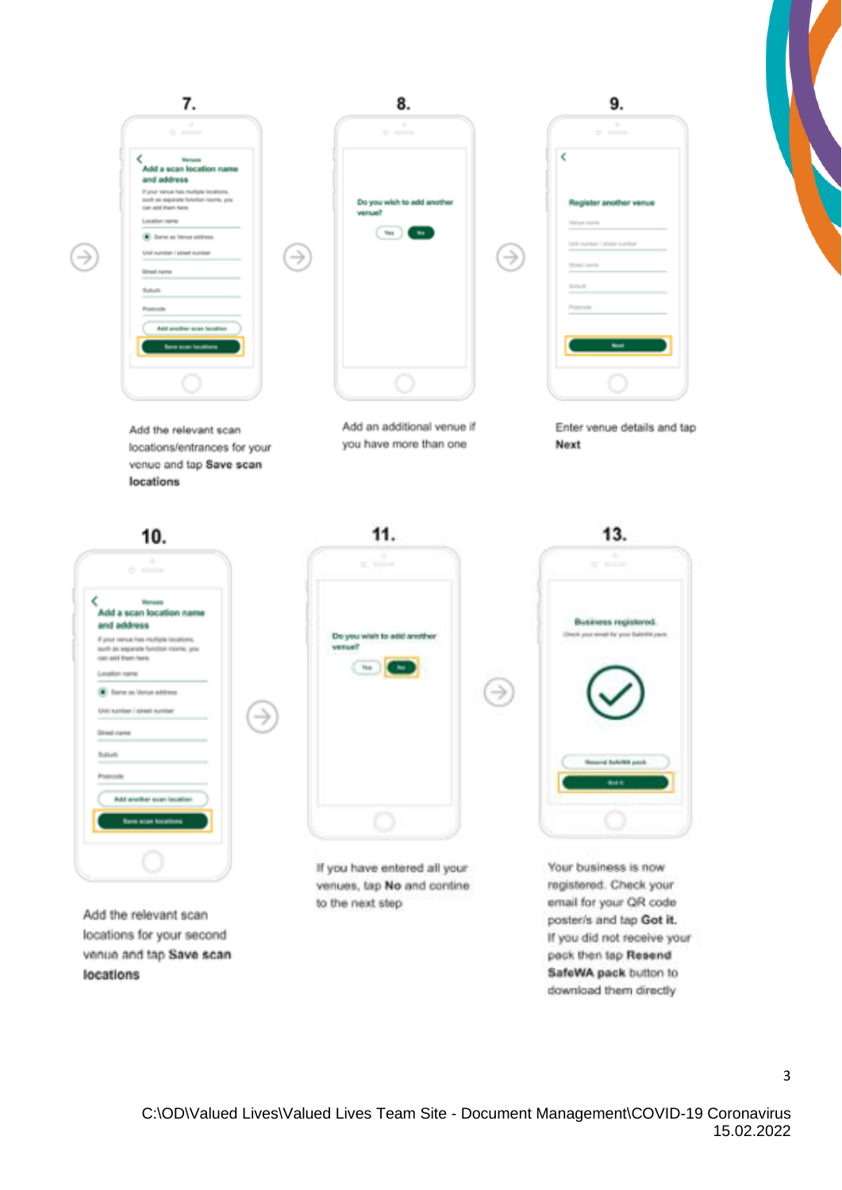**7.**

Add the relevant scan locations/entrances for your venue and tap **Save scan locations**

**8.**

Add an additional venue if you have more than one

**9.**

Enter venue details and tap **Next**

**10.**

Add the relevant scan locations for your second venue and tap **Save scan locations**

**11.**

If you have entered all your venues, tap **No** and contine to the next step

**13.**

Your business is now registered. Check your email for your QR code poster/s and tap **Got it.** If you did not receive your pack then tap **Resend SafeWA pack** button to download them directly

C:\OD\Valued Lives\Valued Lives Team Site - Document Management\COVID-19 Coronavirus
15.02.2022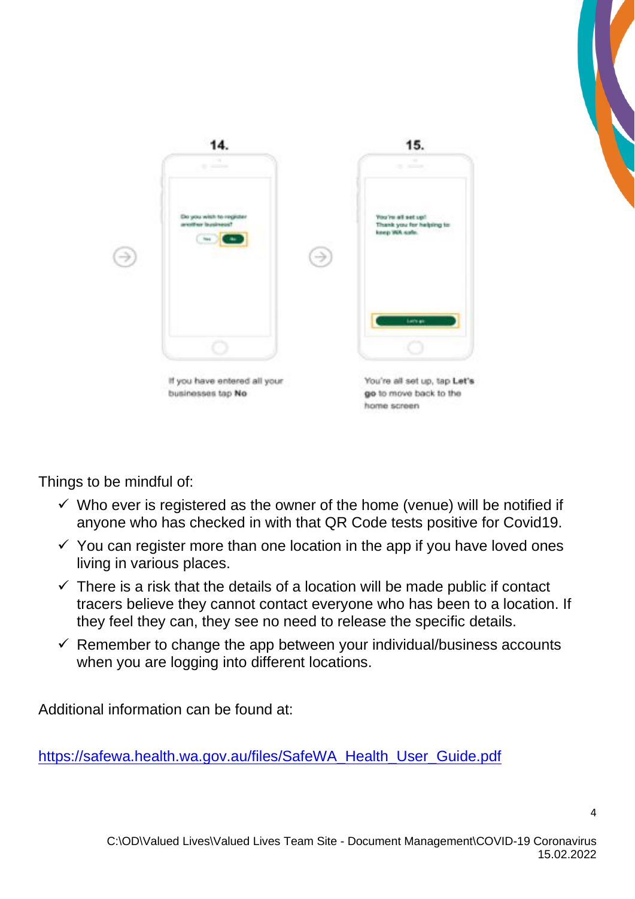14.

If you have entered all your businesses tap **No**

15.

You're all set up, tap **Let's go** to move back to the home screen

Things to be mindful of:

- ✓ Who ever is registered as the owner of the home (venue) will be notified if anyone who has checked in with that QR Code tests positive for Covid19.
- ✓ You can register more than one location in the app if you have loved ones living in various places.
- ✓ There is a risk that the details of a location will be made public if contact tracers believe they cannot contact everyone who has been to a location. If they feel they can, they see no need to release the specific details.
- ✓ Remember to change the app between your individual/business accounts when you are logging into different locations.

Additional information can be found at:

[https://safewa.health.wa.gov.au/files/SafeWA_Health_User_Guide.pdf](https://safewa.health.wa.gov.au/files/SafeWA_Health_User_Guide.pdf)

C:\OD\Valued Lives\Valued Lives Team Site - Document Management\COVID-19 Coronavirus
15.02.2022